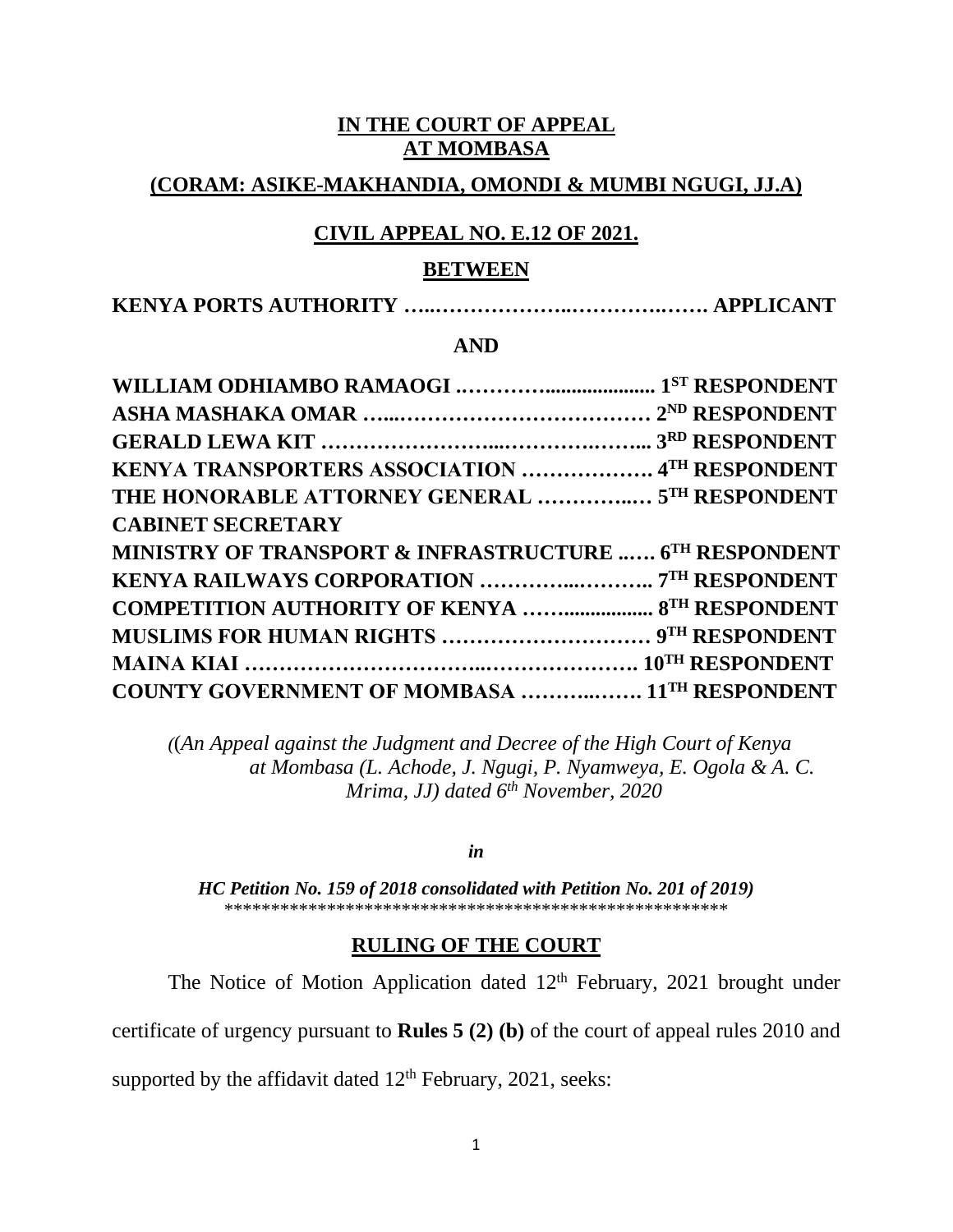**IN THE COURT OF APPEAL**
**AT MOMBASA**

**(CORAM: ASIKE-MAKHANDIA, OMONDI & MUMBI NGUGI, JJ.A)**

**CIVIL APPEAL NO. E.12 OF 2021.**

**BETWEEN**

**KENYA PORTS AUTHORITY …..………………..………….……. APPLICANT**

**AND**

**WILLIAM ODHIAMBO RAMAOGI ..…………..................... 1ST RESPONDENT**
**ASHA MASHAKA OMAR …...……………………………… 2ND RESPONDENT**
**GERALD LEWA KIT ……………………...………….……... 3RD RESPONDENT**
**KENYA TRANSPORTERS ASSOCIATION ………………. 4TH RESPONDENT**
**THE HONORABLE ATTORNEY GENERAL …………..… 5TH RESPONDENT**
**CABINET SECRETARY**
**MINISTRY OF TRANSPORT & INFRASTRUCTURE ..… 6TH RESPONDENT**
**KENYA RAILWAYS CORPORATION …………...……….. 7TH RESPONDENT**
**COMPETITION AUTHORITY OF KENYA ……................ 8TH RESPONDENT**
**MUSLIMS FOR HUMAN RIGHTS ………………………… 9TH RESPONDENT**
**MAINA KIAI ……………………………..…………………. 10TH RESPONDENT**
**COUNTY GOVERNMENT OF MOMBASA ………..……. 11TH RESPONDENT**

*((An Appeal against the Judgment and Decree of the High Court of Kenya at Mombasa (L. Achode, J. Ngugi, P. Nyamweya, E. Ogola & A. C. Mrima, JJ) dated 6th November, 2020*

***in***

***HC Petition No. 159 of 2018 consolidated with Petition No. 201 of 2019)***
*******************************************************

**RULING OF THE COURT**

The Notice of Motion Application dated 12th February, 2021 brought under certificate of urgency pursuant to **Rules 5 (2) (b)** of the court of appeal rules 2010 and supported by the affidavit dated 12th February, 2021, seeks: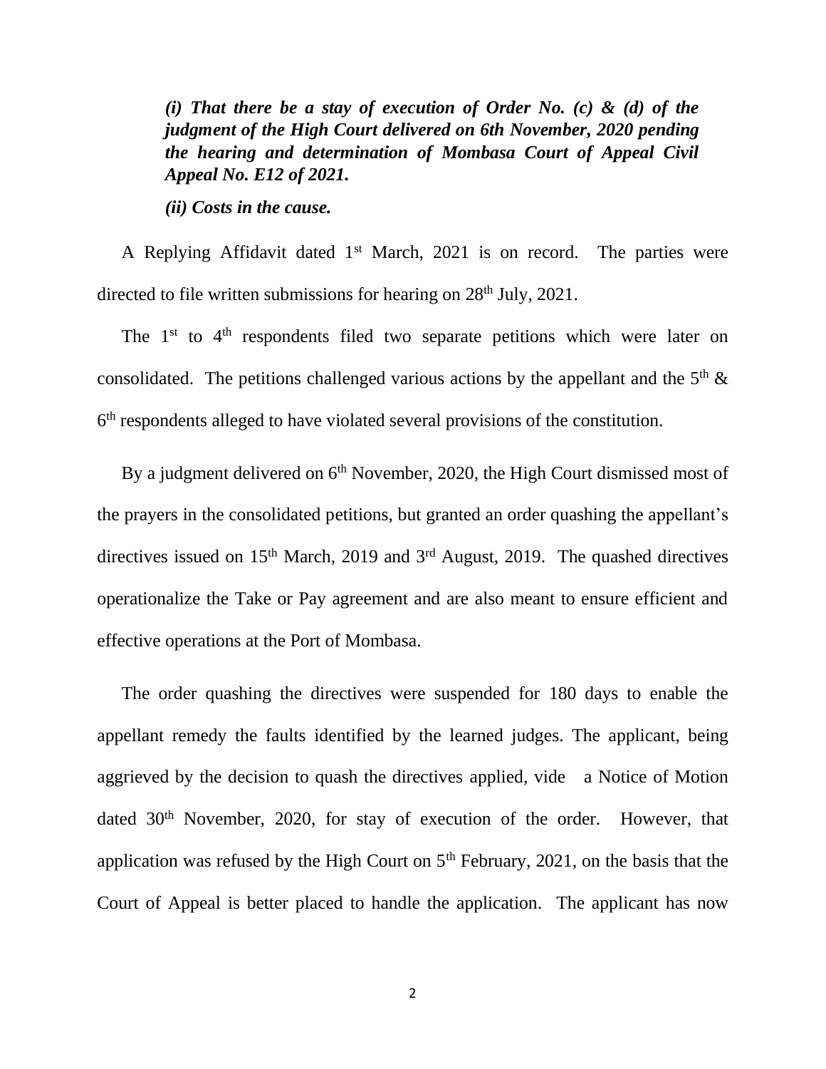*(i) That there be a stay of execution of Order No. (c) & (d) of the judgment of the High Court delivered on 6th November, 2020 pending the hearing and determination of Mombasa Court of Appeal Civil Appeal No. E12 of 2021.*

*(ii) Costs in the cause.*

A Replying Affidavit dated 1st March, 2021 is on record. The parties were directed to file written submissions for hearing on 28th July, 2021.

The 1st to 4th respondents filed two separate petitions which were later on consolidated. The petitions challenged various actions by the appellant and the 5th & 6th respondents alleged to have violated several provisions of the constitution.

By a judgment delivered on 6th November, 2020, the High Court dismissed most of the prayers in the consolidated petitions, but granted an order quashing the appellant's directives issued on 15th March, 2019 and 3rd August, 2019. The quashed directives operationalize the Take or Pay agreement and are also meant to ensure efficient and effective operations at the Port of Mombasa.

The order quashing the directives were suspended for 180 days to enable the appellant remedy the faults identified by the learned judges. The applicant, being aggrieved by the decision to quash the directives applied, vide a Notice of Motion dated 30th November, 2020, for stay of execution of the order. However, that application was refused by the High Court on 5th February, 2021, on the basis that the Court of Appeal is better placed to handle the application. The applicant has now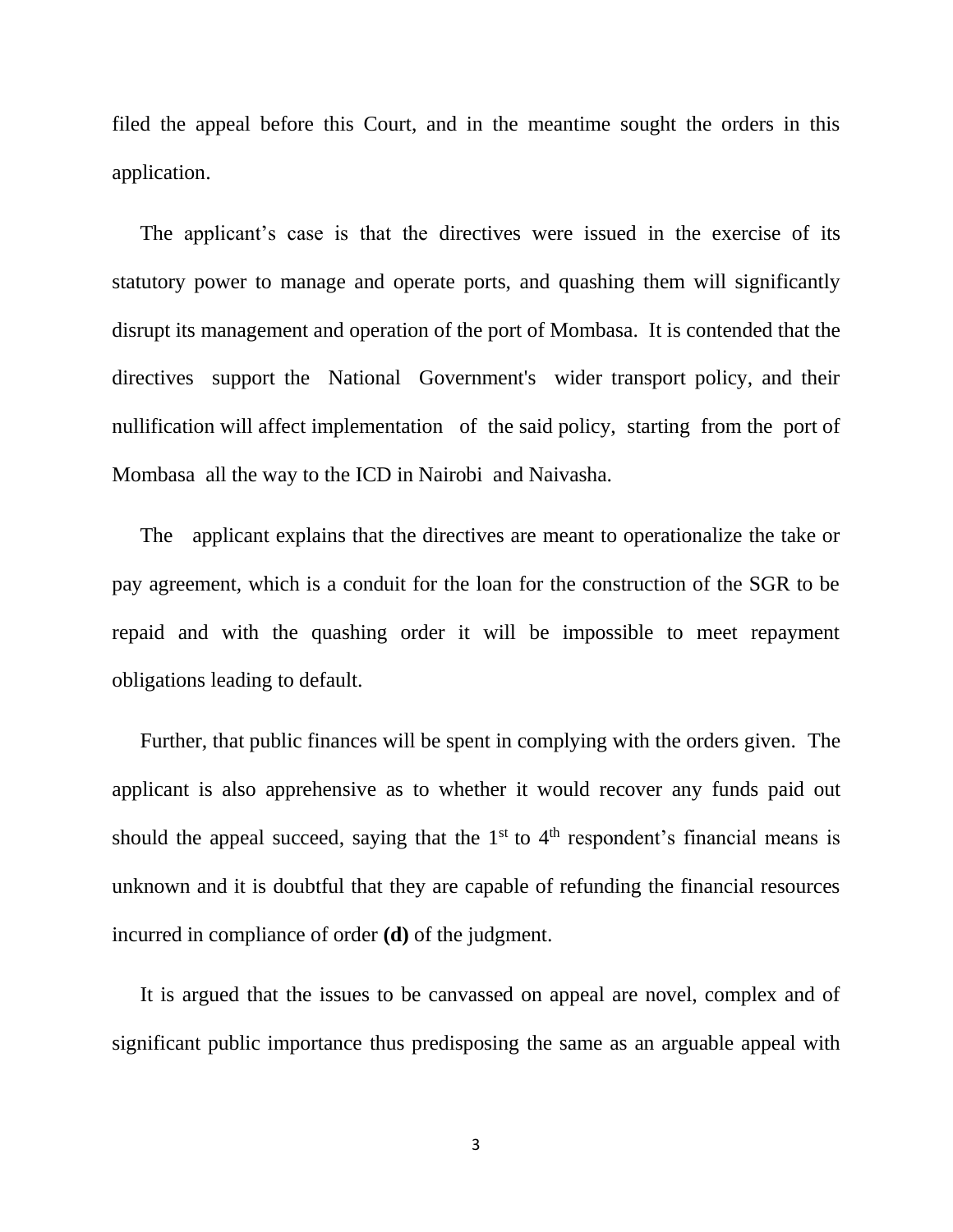filed the appeal before this Court, and in the meantime sought the orders in this application.

The applicant's case is that the directives were issued in the exercise of its statutory power to manage and operate ports, and quashing them will significantly disrupt its management and operation of the port of Mombasa. It is contended that the directives support the National Government's wider transport policy, and their nullification will affect implementation of the said policy, starting from the port of Mombasa all the way to the ICD in Nairobi and Naivasha.

The applicant explains that the directives are meant to operationalize the take or pay agreement, which is a conduit for the loan for the construction of the SGR to be repaid and with the quashing order it will be impossible to meet repayment obligations leading to default.

Further, that public finances will be spent in complying with the orders given. The applicant is also apprehensive as to whether it would recover any funds paid out should the appeal succeed, saying that the 1st to 4th respondent's financial means is unknown and it is doubtful that they are capable of refunding the financial resources incurred in compliance of order **(d)** of the judgment.

It is argued that the issues to be canvassed on appeal are novel, complex and of significant public importance thus predisposing the same as an arguable appeal with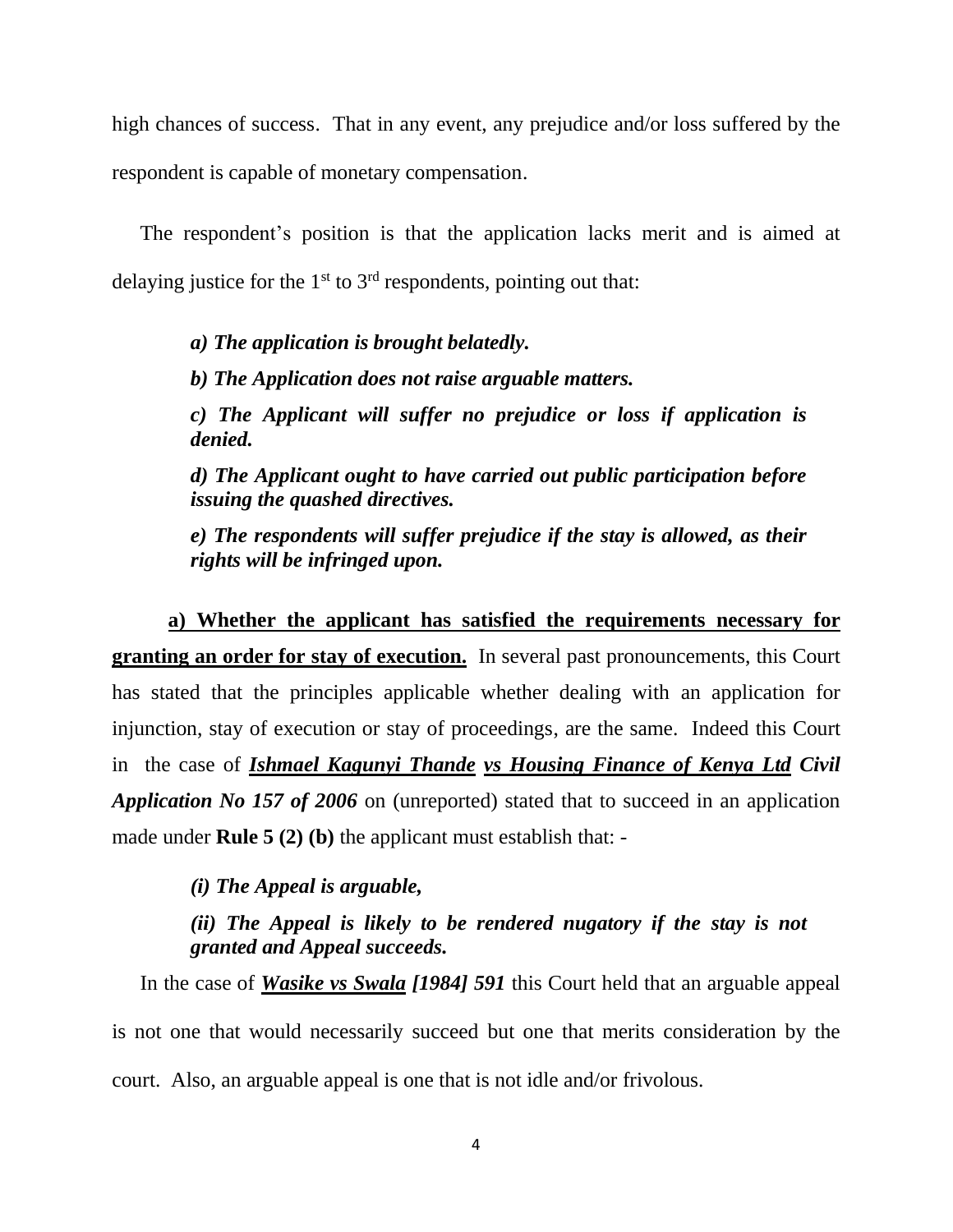high chances of success. That in any event, any prejudice and/or loss suffered by the respondent is capable of monetary compensation.

The respondent's position is that the application lacks merit and is aimed at delaying justice for the 1st to 3rd respondents, pointing out that:

> ***a) The application is brought belatedly.***
>
> ***b) The Application does not raise arguable matters.***
>
> ***c) The Applicant will suffer no prejudice or loss if application is denied.***
>
> ***d) The Applicant ought to have carried out public participation before issuing the quashed directives.***
>
> ***e) The respondents will suffer prejudice if the stay is allowed, as their rights will be infringed upon.***

**a) Whether the applicant has satisfied the requirements necessary for granting an order for stay of execution.** In several past pronouncements, this Court has stated that the principles applicable whether dealing with an application for injunction, stay of execution or stay of proceedings, are the same. Indeed this Court in the case of ***Ishmael Kagunyi Thande vs Housing Finance of Kenya Ltd Civil Application No 157 of 2006*** on (unreported) stated that to succeed in an application made under **Rule 5 (2) (b)** the applicant must establish that: -

> ***(i) The Appeal is arguable,***
>
> ***(ii) The Appeal is likely to be rendered nugatory if the stay is not granted and Appeal succeeds.***

In the case of ***Wasike vs Swala [1984] 591*** this Court held that an arguable appeal is not one that would necessarily succeed but one that merits consideration by the court. Also, an arguable appeal is one that is not idle and/or frivolous.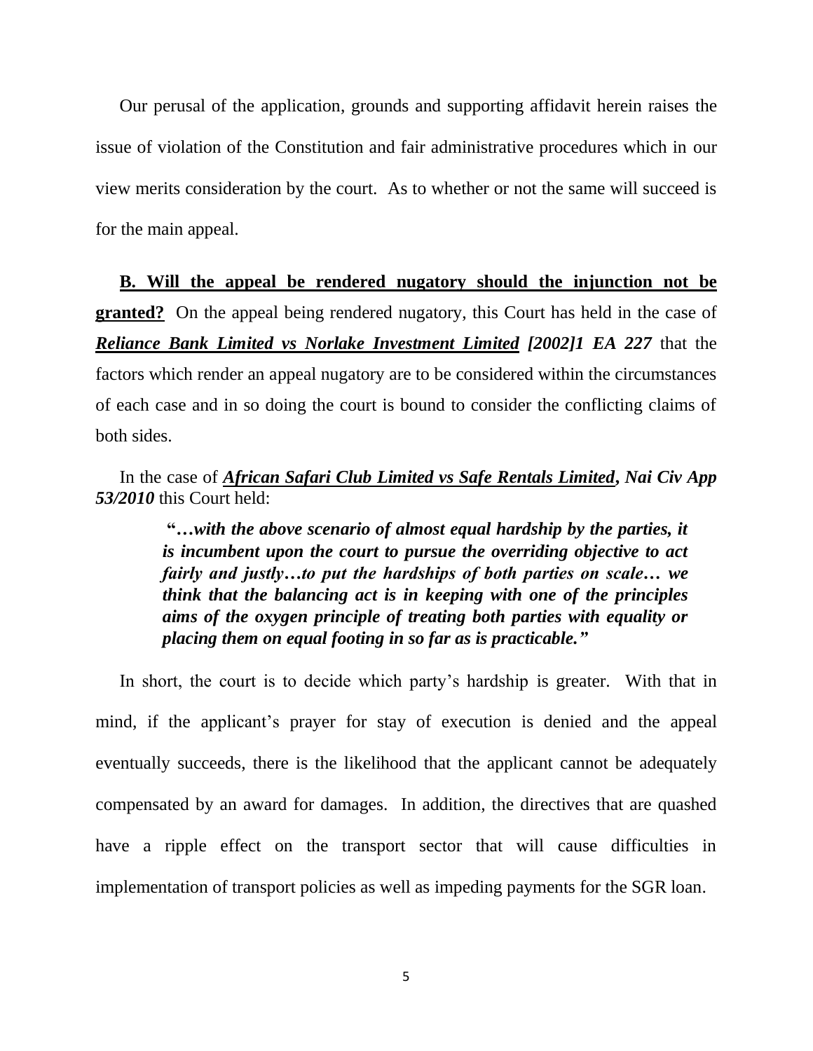Our perusal of the application, grounds and supporting affidavit herein raises the issue of violation of the Constitution and fair administrative procedures which in our view merits consideration by the court. As to whether or not the same will succeed is for the main appeal.

**B. Will the appeal be rendered nugatory should the injunction not be granted?** On the appeal being rendered nugatory, this Court has held in the case of ***Reliance Bank Limited vs Norlake Investment Limited*** ***[2002]1 EA 227*** that the factors which render an appeal nugatory are to be considered within the circumstances of each case and in so doing the court is bound to consider the conflicting claims of both sides.

In the case of ***African Safari Club Limited vs Safe Rentals Limited***, ***Nai Civ App 53/2010*** this Court held:

> **"*…with the above scenario of almost equal hardship by the parties, it is incumbent upon the court to pursue the overriding objective to act fairly and justly…to put the hardships of both parties on scale… we think that the balancing act is in keeping with one of the principles aims of the oxygen principle of treating both parties with equality or placing them on equal footing in so far as is practicable."***

In short, the court is to decide which party's hardship is greater. With that in mind, if the applicant's prayer for stay of execution is denied and the appeal eventually succeeds, there is the likelihood that the applicant cannot be adequately compensated by an award for damages. In addition, the directives that are quashed have a ripple effect on the transport sector that will cause difficulties in implementation of transport policies as well as impeding payments for the SGR loan.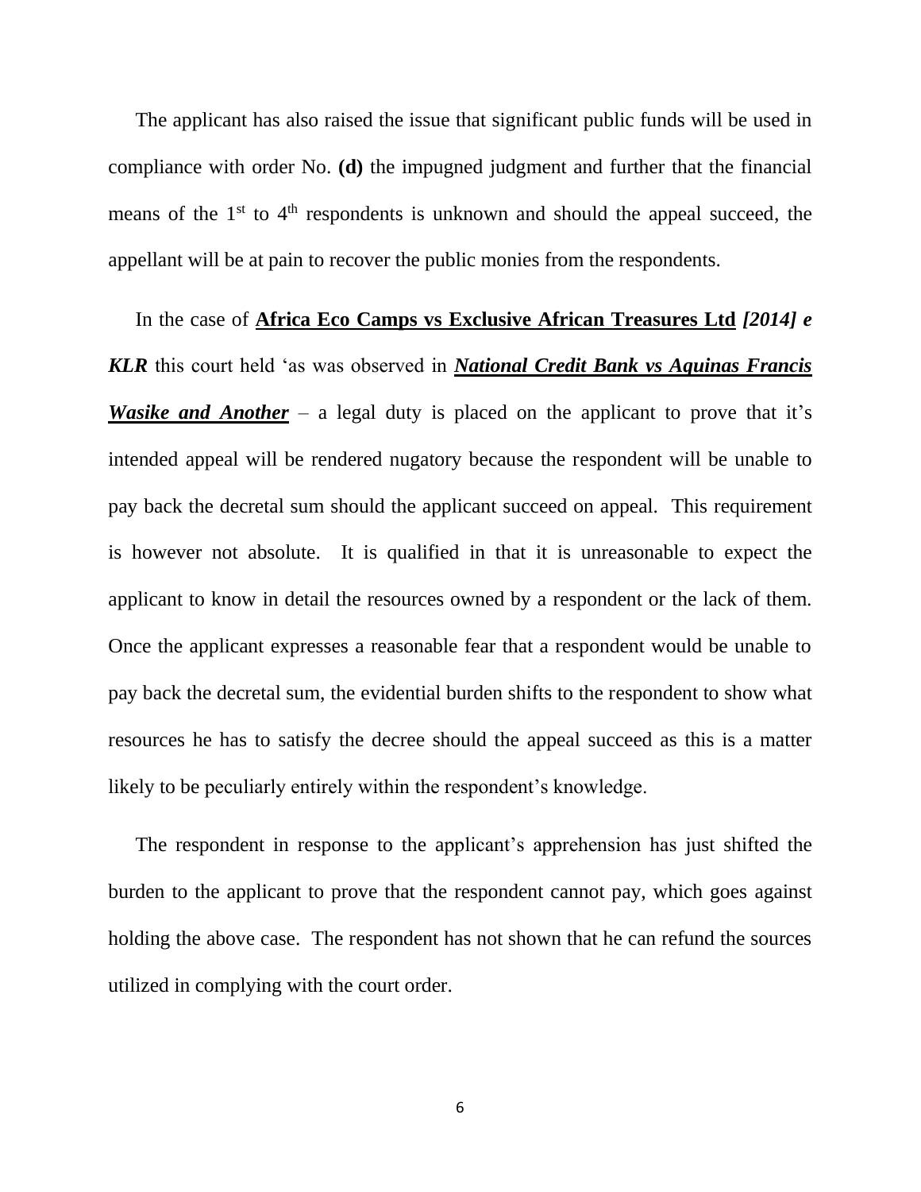The applicant has also raised the issue that significant public funds will be used in compliance with order No. **(d)** the impugned judgment and further that the financial means of the 1st to 4th respondents is unknown and should the appeal succeed, the appellant will be at pain to recover the public monies from the respondents.

In the case of **Africa Eco Camps vs Exclusive African Treasures Ltd** ***[2014] e KLR*** this court held 'as was observed in ***National Credit Bank vs Aquinas Francis Wasike and Another*** – a legal duty is placed on the applicant to prove that it's intended appeal will be rendered nugatory because the respondent will be unable to pay back the decretal sum should the applicant succeed on appeal. This requirement is however not absolute. It is qualified in that it is unreasonable to expect the applicant to know in detail the resources owned by a respondent or the lack of them. Once the applicant expresses a reasonable fear that a respondent would be unable to pay back the decretal sum, the evidential burden shifts to the respondent to show what resources he has to satisfy the decree should the appeal succeed as this is a matter likely to be peculiarly entirely within the respondent's knowledge.

The respondent in response to the applicant's apprehension has just shifted the burden to the applicant to prove that the respondent cannot pay, which goes against holding the above case. The respondent has not shown that he can refund the sources utilized in complying with the court order.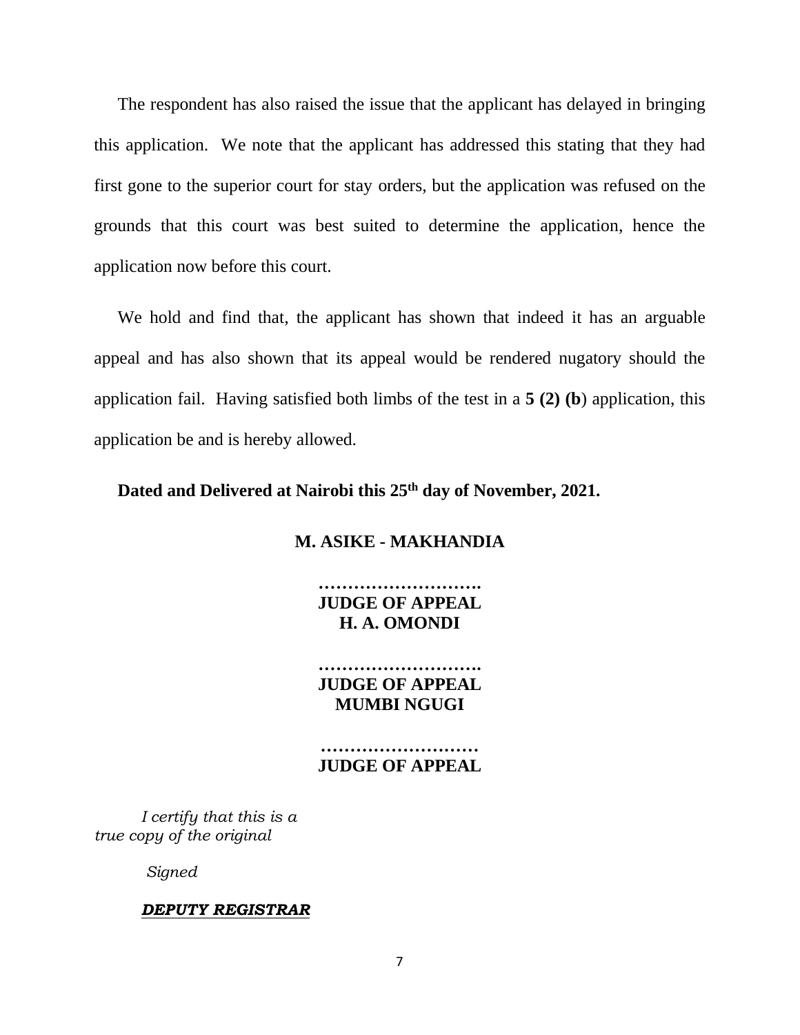The respondent has also raised the issue that the applicant has delayed in bringing this application. We note that the applicant has addressed this stating that they had first gone to the superior court for stay orders, but the application was refused on the grounds that this court was best suited to determine the application, hence the application now before this court.

We hold and find that, the applicant has shown that indeed it has an arguable appeal and has also shown that its appeal would be rendered nugatory should the application fail. Having satisfied both limbs of the test in a **5 (2) (b**) application, this application be and is hereby allowed.

**Dated and Delivered at Nairobi this 25th day of November, 2021.**

**M. ASIKE - MAKHANDIA**

**……………………….**
**JUDGE OF APPEAL**

**H. A. OMONDI**

**……………………….**
**JUDGE OF APPEAL**

**MUMBI NGUGI**

**………………………**
**JUDGE OF APPEAL**

*I certify that this is a true copy of the original*

*Signed*

***DEPUTY REGISTRAR***